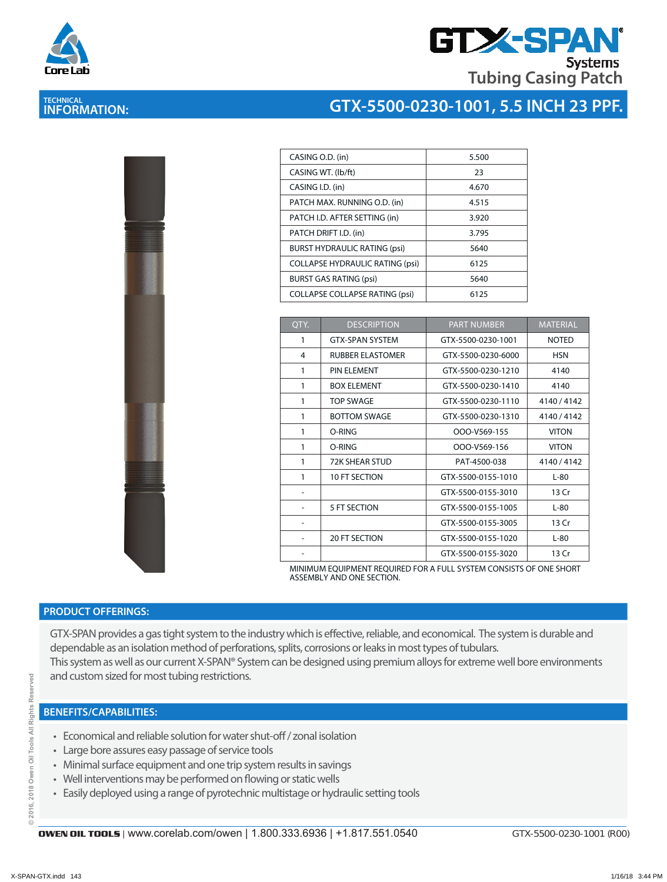# GTX-SPAN Systems Tubing Casing Patch

## TECHNICAL INFORMATION: GTX-5500-0230-1001, 5.5 INCH 23 PPF.

| | |
|---|---|
| CASING O.D. (in) | 5.500 |
| CASING WT. (lb/ft) | 23 |
| CASING I.D. (in) | 4.670 |
| PATCH MAX. RUNNING O.D. (in) | 4.515 |
| PATCH I.D. AFTER SETTING (in) | 3.920 |
| PATCH DRIFT I.D. (in) | 3.795 |
| BURST HYDRAULIC RATING (psi) | 5640 |
| COLLAPSE HYDRAULIC RATING (psi) | 6125 |
| BURST GAS RATING (psi) | 5640 |
| COLLAPSE COLLAPSE RATING (psi) | 6125 |

| QTY. | DESCRIPTION | PART NUMBER | MATERIAL |
|---|---|---|---|
| 1 | GTX-SPAN SYSTEM | GTX-5500-0230-1001 | NOTED |
| 4 | RUBBER ELASTOMER | GTX-5500-0230-6000 | HSN |
| 1 | PIN ELEMENT | GTX-5500-0230-1210 | 4140 |
| 1 | BOX ELEMENT | GTX-5500-0230-1410 | 4140 |
| 1 | TOP SWAGE | GTX-5500-0230-1110 | 4140 / 4142 |
| 1 | BOTTOM SWAGE | GTX-5500-0230-1310 | 4140 / 4142 |
| 1 | O-RING | OOO-V569-155 | VITON |
| 1 | O-RING | OOO-V569-156 | VITON |
| 1 | 72K SHEAR STUD | PAT-4500-038 | 4140 / 4142 |
| 1 | 10 FT SECTION | GTX-5500-0155-1010 | L-80 |
| - | | GTX-5500-0155-3010 | 13 Cr |
| - | 5 FT SECTION | GTX-5500-0155-1005 | L-80 |
| - | | GTX-5500-0155-3005 | 13 Cr |
| - | 20 FT SECTION | GTX-5500-0155-1020 | L-80 |
| - | | GTX-5500-0155-3020 | 13 Cr |

MINIMUM EQUIPMENT REQUIRED FOR A FULL SYSTEM CONSISTS OF ONE SHORT ASSEMBLY AND ONE SECTION.

## PRODUCT OFFERINGS:

GTX-SPAN provides a gas tight system to the industry which is effective, reliable, and economical. The system is durable and dependable as an isolation method of perforations, splits, corrosions or leaks in most types of tubulars.
This system as well as our current X-SPAN® System can be designed using premium alloys for extreme well bore environments and custom sized for most tubing restrictions.

## BENEFITS/CAPABILITIES:

- Economical and reliable solution for water shut-off / zonal isolation
- Large bore assures easy passage of service tools
- Minimal surface equipment and one trip system results in savings
- Well interventions may be performed on flowing or static wells
- Easily deployed using a range of pyrotechnic multistage or hydraulic setting tools

OWEN OIL TOOLS | www.corelab.com/owen | 1.800.333.6936 | +1.817.551.0540 GTX-5500-0230-1001 (R00)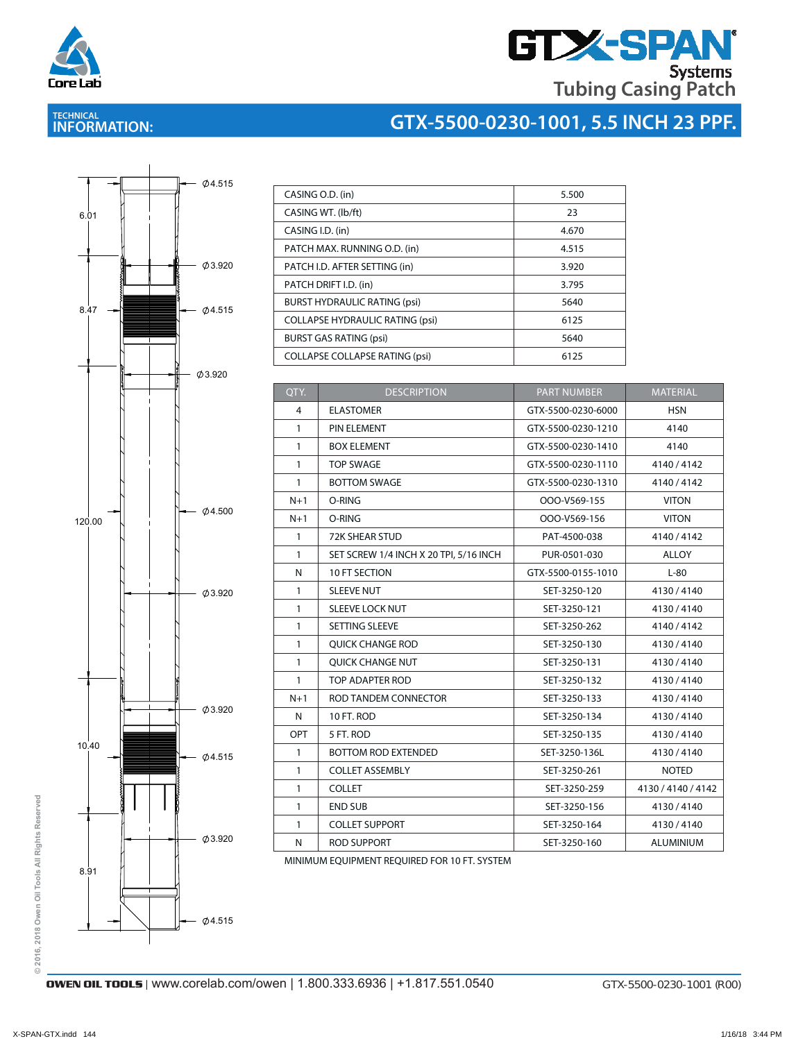# GTX-SPAN® Systems Tubing Casing Patch

## TECHNICAL INFORMATION: GTX-5500-0230-1001, 5.5 INCH 23 PPF.

6.01

8.47

120.00

10.40

8.91

∅4.515

∅3.920

∅4.515

∅3.920

∅4.500

∅3.920

∅3.920

∅4.515

∅3.920

∅4.515

| | |
|---|---|
| CASING O.D. (in) | 5.500 |
| CASING WT. (lb/ft) | 23 |
| CASING I.D. (in) | 4.670 |
| PATCH MAX. RUNNING O.D. (in) | 4.515 |
| PATCH I.D. AFTER SETTING (in) | 3.920 |
| PATCH DRIFT I.D. (in) | 3.795 |
| BURST HYDRAULIC RATING (psi) | 5640 |
| COLLAPSE HYDRAULIC RATING (psi) | 6125 |
| BURST GAS RATING (psi) | 5640 |
| COLLAPSE COLLAPSE RATING (psi) | 6125 |

| QTY. | DESCRIPTION | PART NUMBER | MATERIAL |
|---|---|---|---|
| 4 | ELASTOMER | GTX-5500-0230-6000 | HSN |
| 1 | PIN ELEMENT | GTX-5500-0230-1210 | 4140 |
| 1 | BOX ELEMENT | GTX-5500-0230-1410 | 4140 |
| 1 | TOP SWAGE | GTX-5500-0230-1110 | 4140 / 4142 |
| 1 | BOTTOM SWAGE | GTX-5500-0230-1310 | 4140 / 4142 |
| N+1 | O-RING | OOO-V569-155 | VITON |
| N+1 | O-RING | OOO-V569-156 | VITON |
| 1 | 72K SHEAR STUD | PAT-4500-038 | 4140 / 4142 |
| 1 | SET SCREW 1/4 INCH X 20 TPI, 5/16 INCH | PUR-0501-030 | ALLOY |
| N | 10 FT SECTION | GTX-5500-0155-1010 | L-80 |
| 1 | SLEEVE NUT | SET-3250-120 | 4130 / 4140 |
| 1 | SLEEVE LOCK NUT | SET-3250-121 | 4130 / 4140 |
| 1 | SETTING SLEEVE | SET-3250-262 | 4140 / 4142 |
| 1 | QUICK CHANGE ROD | SET-3250-130 | 4130 / 4140 |
| 1 | QUICK CHANGE NUT | SET-3250-131 | 4130 / 4140 |
| 1 | TOP ADAPTER ROD | SET-3250-132 | 4130 / 4140 |
| N+1 | ROD TANDEM CONNECTOR | SET-3250-133 | 4130 / 4140 |
| N | 10 FT. ROD | SET-3250-134 | 4130 / 4140 |
| OPT | 5 FT. ROD | SET-3250-135 | 4130 / 4140 |
| 1 | BOTTOM ROD EXTENDED | SET-3250-136L | 4130 / 4140 |
| 1 | COLLET ASSEMBLY | SET-3250-261 | NOTED |
| 1 | COLLET | SET-3250-259 | 4130 / 4140 / 4142 |
| 1 | END SUB | SET-3250-156 | 4130 / 4140 |
| 1 | COLLET SUPPORT | SET-3250-164 | 4130 / 4140 |
| N | ROD SUPPORT | SET-3250-160 | ALUMINIUM |

MINIMUM EQUIPMENT REQUIRED FOR 10 FT. SYSTEM

© 2016, 2018 Owen Oil Tools All Rights Reserved

**OWEN OIL TOOLS** | www.corelab.com/owen | 1.800.333.6936 | +1.817.551.0540 GTX-5500-0230-1001 (R00)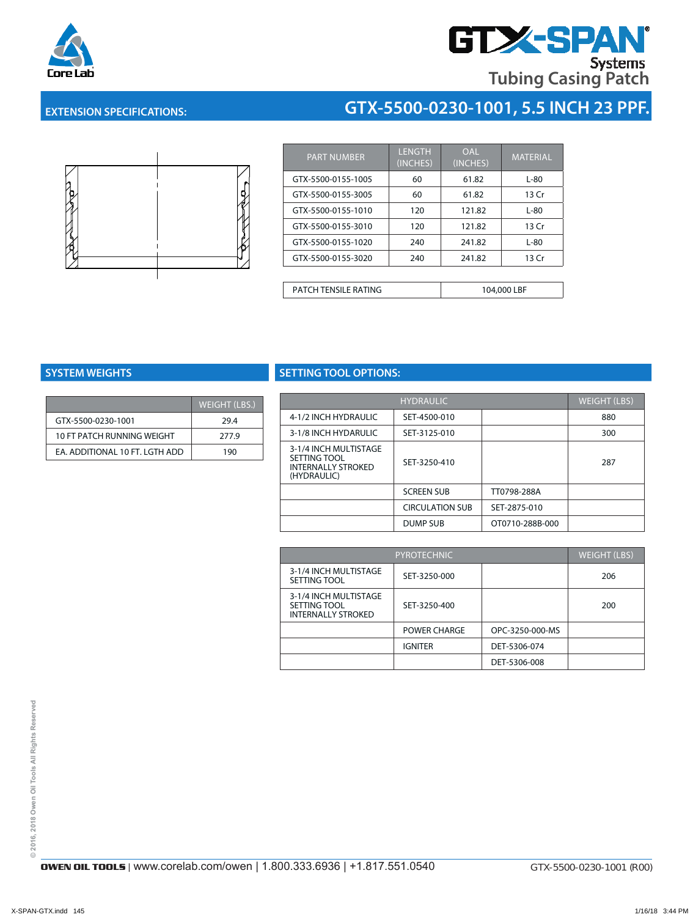GTX-SPAN Systems
Tubing Casing Patch

## EXTENSION SPECIFICATIONS:

## GTX-5500-0230-1001, 5.5 INCH 23 PPF.

| PART NUMBER | LENGTH (INCHES) | OAL (INCHES) | MATERIAL |
|---|---|---|---|
| GTX-5500-0155-1005 | 60 | 61.82 | L-80 |
| GTX-5500-0155-3005 | 60 | 61.82 | 13 Cr |
| GTX-5500-0155-1010 | 120 | 121.82 | L-80 |
| GTX-5500-0155-3010 | 120 | 121.82 | 13 Cr |
| GTX-5500-0155-1020 | 240 | 241.82 | L-80 |
| GTX-5500-0155-3020 | 240 | 241.82 | 13 Cr |

| | |
|---|---|
| PATCH TENSILE RATING | 104,000 LBF |

## SYSTEM WEIGHTS

| | WEIGHT (LBS.) |
|---|---|
| GTX-5500-0230-1001 | 29.4 |
| 10 FT PATCH RUNNING WEIGHT | 277.9 |
| EA. ADDITIONAL 10 FT. LGTH ADD | 190 |

## SETTING TOOL OPTIONS:

| HYDRAULIC | | | WEIGHT (LBS) |
|---|---|---|---|
| 4-1/2 INCH HYDRAULIC | SET-4500-010 | | 880 |
| 3-1/8 INCH HYDARULIC | SET-3125-010 | | 300 |
| 3-1/4 INCH MULTISTAGE SETTING TOOL INTERNALLY STROKED (HYDRAULIC) | SET-3250-410 | | 287 |
| | SCREEN SUB | TT0798-288A | |
| | CIRCULATION SUB | SET-2875-010 | |
| | DUMP SUB | OT0710-288B-000 | |

| PYROTECHNIC | | | WEIGHT (LBS) |
|---|---|---|---|
| 3-1/4 INCH MULTISTAGE SETTING TOOL | SET-3250-000 | | 206 |
| 3-1/4 INCH MULTISTAGE SETTING TOOL INTERNALLY STROKED | SET-3250-400 | | 200 |
| | POWER CHARGE | OPC-3250-000-MS | |
| | IGNITER | DET-5306-074 | |
| | | DET-5306-008 | |

© 2016, 2018 Owen Oil Tools All Rights Reserved

OWEN OIL TOOLS | www.corelab.com/owen | 1.800.333.6936 | +1.817.551.0540 GTX-5500-0230-1001 (R00)